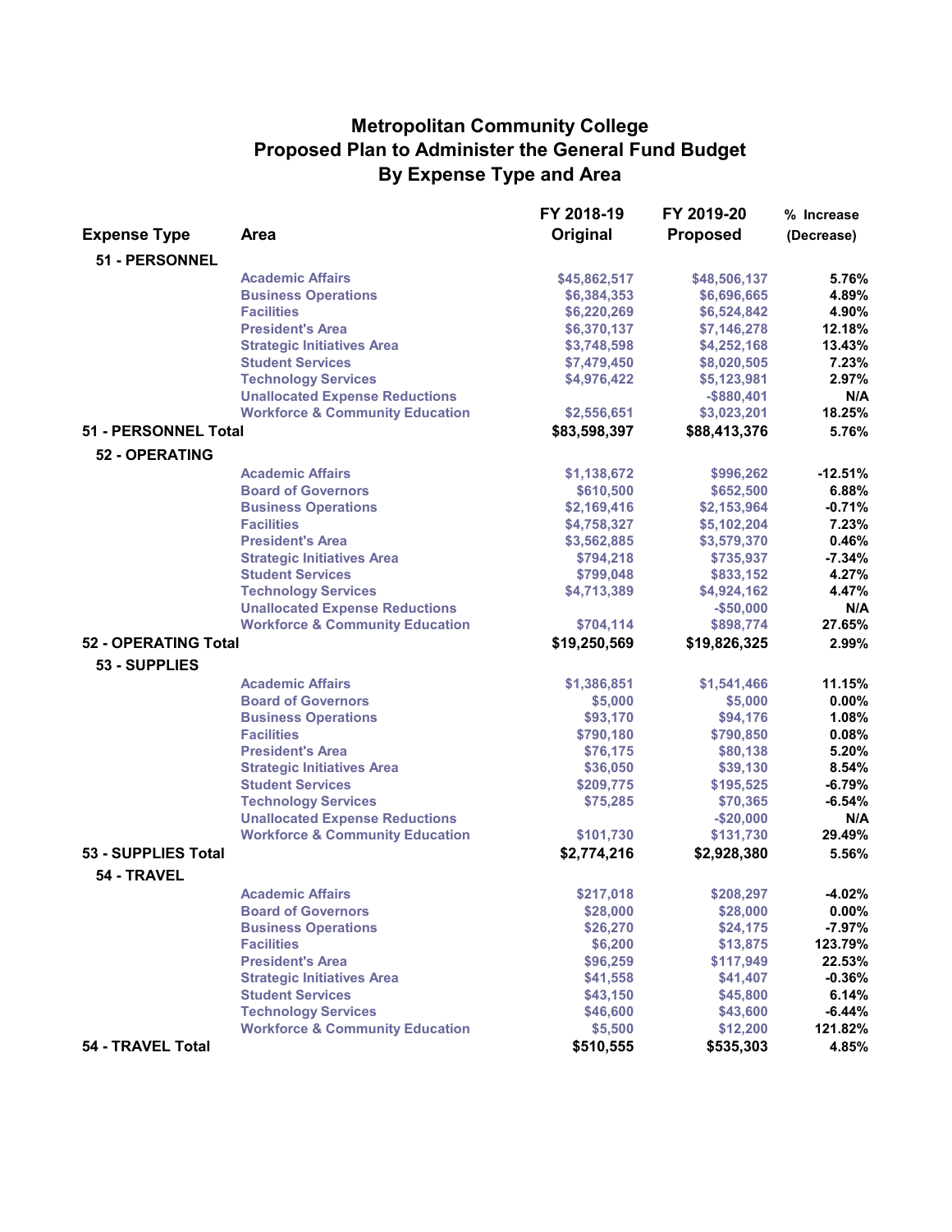# Metropolitan Community College
## Proposed Plan to Administer the General Fund Budget
## By Expense Type and Area

| Expense Type | Area | FY 2018-19 Original | FY 2019-20 Proposed | % Increase (Decrease) |
|---|---|---|---|---|
| **51 - PERSONNEL** | | | | |
| | Academic Affairs | $45,862,517 | $48,506,137 | 5.76% |
| | Business Operations | $6,384,353 | $6,696,665 | 4.89% |
| | Facilities | $6,220,269 | $6,524,842 | 4.90% |
| | President's Area | $6,370,137 | $7,146,278 | 12.18% |
| | Strategic Initiatives Area | $3,748,598 | $4,252,168 | 13.43% |
| | Student Services | $7,479,450 | $8,020,505 | 7.23% |
| | Technology Services | $4,976,422 | $5,123,981 | 2.97% |
| | Unallocated Expense Reductions | | -$880,401 | N/A |
| | Workforce & Community Education | $2,556,651 | $3,023,201 | 18.25% |
| **51 - PERSONNEL Total** | | **$83,598,397** | **$88,413,376** | **5.76%** |
| **52 - OPERATING** | | | | |
| | Academic Affairs | $1,138,672 | $996,262 | -12.51% |
| | Board of Governors | $610,500 | $652,500 | 6.88% |
| | Business Operations | $2,169,416 | $2,153,964 | -0.71% |
| | Facilities | $4,758,327 | $5,102,204 | 7.23% |
| | President's Area | $3,562,885 | $3,579,370 | 0.46% |
| | Strategic Initiatives Area | $794,218 | $735,937 | -7.34% |
| | Student Services | $799,048 | $833,152 | 4.27% |
| | Technology Services | $4,713,389 | $4,924,162 | 4.47% |
| | Unallocated Expense Reductions | | -$50,000 | N/A |
| | Workforce & Community Education | $704,114 | $898,774 | 27.65% |
| **52 - OPERATING Total** | | **$19,250,569** | **$19,826,325** | **2.99%** |
| **53 - SUPPLIES** | | | | |
| | Academic Affairs | $1,386,851 | $1,541,466 | 11.15% |
| | Board of Governors | $5,000 | $5,000 | 0.00% |
| | Business Operations | $93,170 | $94,176 | 1.08% |
| | Facilities | $790,180 | $790,850 | 0.08% |
| | President's Area | $76,175 | $80,138 | 5.20% |
| | Strategic Initiatives Area | $36,050 | $39,130 | 8.54% |
| | Student Services | $209,775 | $195,525 | -6.79% |
| | Technology Services | $75,285 | $70,365 | -6.54% |
| | Unallocated Expense Reductions | | -$20,000 | N/A |
| | Workforce & Community Education | $101,730 | $131,730 | 29.49% |
| **53 - SUPPLIES Total** | | **$2,774,216** | **$2,928,380** | **5.56%** |
| **54 - TRAVEL** | | | | |
| | Academic Affairs | $217,018 | $208,297 | -4.02% |
| | Board of Governors | $28,000 | $28,000 | 0.00% |
| | Business Operations | $26,270 | $24,175 | -7.97% |
| | Facilities | $6,200 | $13,875 | 123.79% |
| | President's Area | $96,259 | $117,949 | 22.53% |
| | Strategic Initiatives Area | $41,558 | $41,407 | -0.36% |
| | Student Services | $43,150 | $45,800 | 6.14% |
| | Technology Services | $46,600 | $43,600 | -6.44% |
| | Workforce & Community Education | $5,500 | $12,200 | 121.82% |
| **54 - TRAVEL Total** | | **$510,555** | **$535,303** | **4.85%** |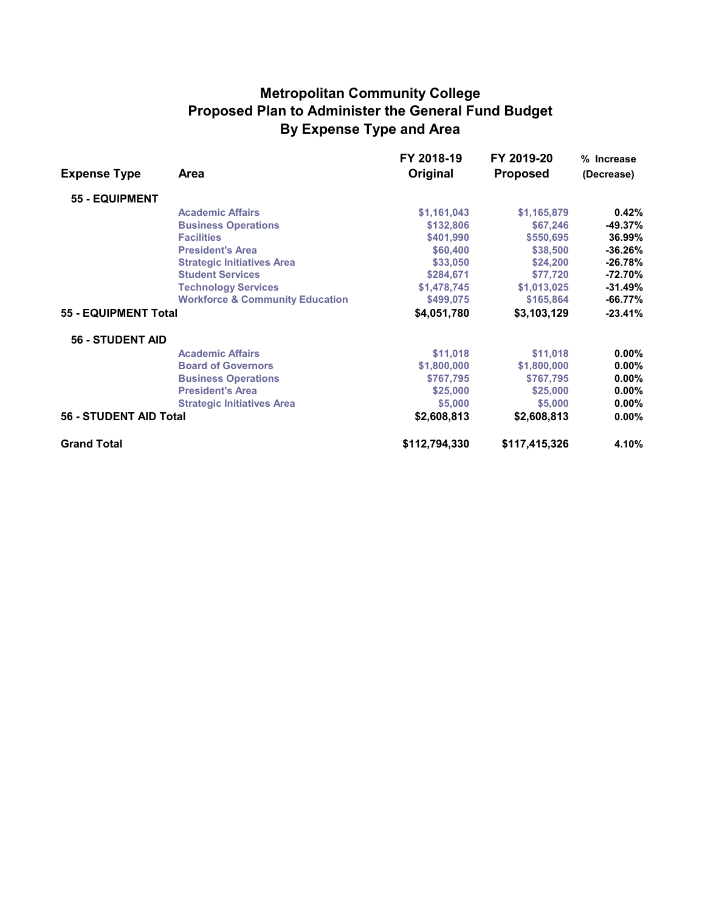# Metropolitan Community College
## Proposed Plan to Administer the General Fund Budget
## By Expense Type and Area

| Expense Type | Area | FY 2018-19 Original | FY 2019-20 Proposed | % Increase (Decrease) |
| --- | --- | --- | --- | --- |
| 55 - EQUIPMENT | | | | |
| | Academic Affairs | $1,161,043 | $1,165,879 | 0.42% |
| | Business Operations | $132,806 | $67,246 | -49.37% |
| | Facilities | $401,990 | $550,695 | 36.99% |
| | President's Area | $60,400 | $38,500 | -36.26% |
| | Strategic Initiatives Area | $33,050 | $24,200 | -26.78% |
| | Student Services | $284,671 | $77,720 | -72.70% |
| | Technology Services | $1,478,745 | $1,013,025 | -31.49% |
| | Workforce & Community Education | $499,075 | $165,864 | -66.77% |
| **55 - EQUIPMENT Total** | | **$4,051,780** | **$3,103,129** | **-23.41%** |
| 56 - STUDENT AID | | | | |
| | Academic Affairs | $11,018 | $11,018 | 0.00% |
| | Board of Governors | $1,800,000 | $1,800,000 | 0.00% |
| | Business Operations | $767,795 | $767,795 | 0.00% |
| | President's Area | $25,000 | $25,000 | 0.00% |
| | Strategic Initiatives Area | $5,000 | $5,000 | 0.00% |
| **56 - STUDENT AID Total** | | **$2,608,813** | **$2,608,813** | **0.00%** |
| **Grand Total** | | **$112,794,330** | **$117,415,326** | **4.10%** |